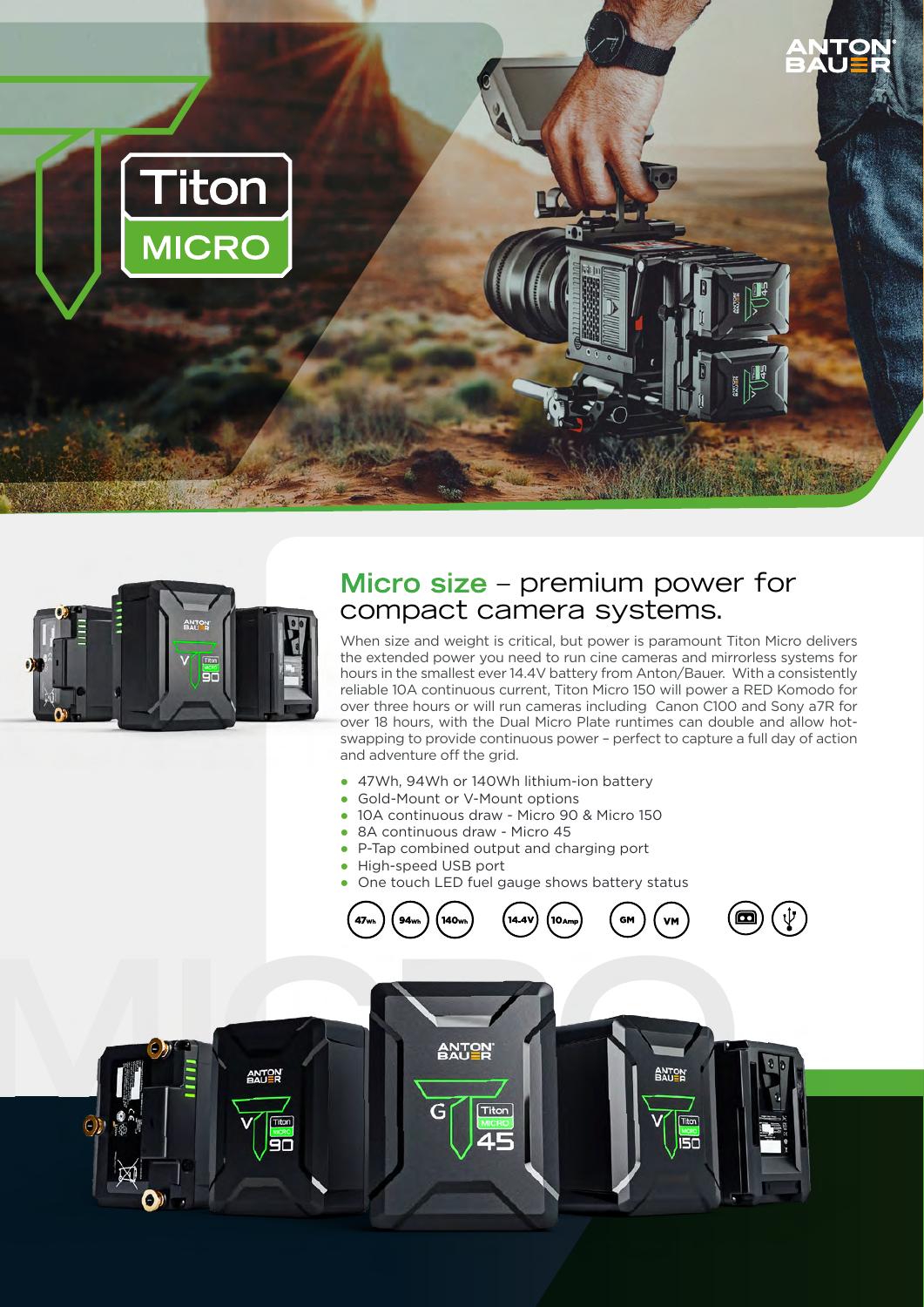# Titon MICRO

## Micro size – premium power for compact camera systems.

When size and weight is critical, but power is paramount Titon Micro delivers the extended power you need to run cine cameras and mirrorless systems for hours in the smallest ever 14.4V battery from Anton/Bauer. With a consistently reliable 10A continuous current, Titon Micro 150 will power a RED Komodo for over three hours or will run cameras including Canon C100 and Sony a7R for over 18 hours, with the Dual Micro Plate runtimes can double and allow hot-swapping to provide continuous power – perfect to capture a full day of action and adventure off the grid.

- 47Wh, 94Wh or 140Wh lithium-ion battery
- Gold-Mount or V-Mount options
- 10A continuous draw - Micro 90 & Micro 150
- 8A continuous draw - Micro 45
- P-Tap combined output and charging port
- High-speed USB port
- One touch LED fuel gauge shows battery status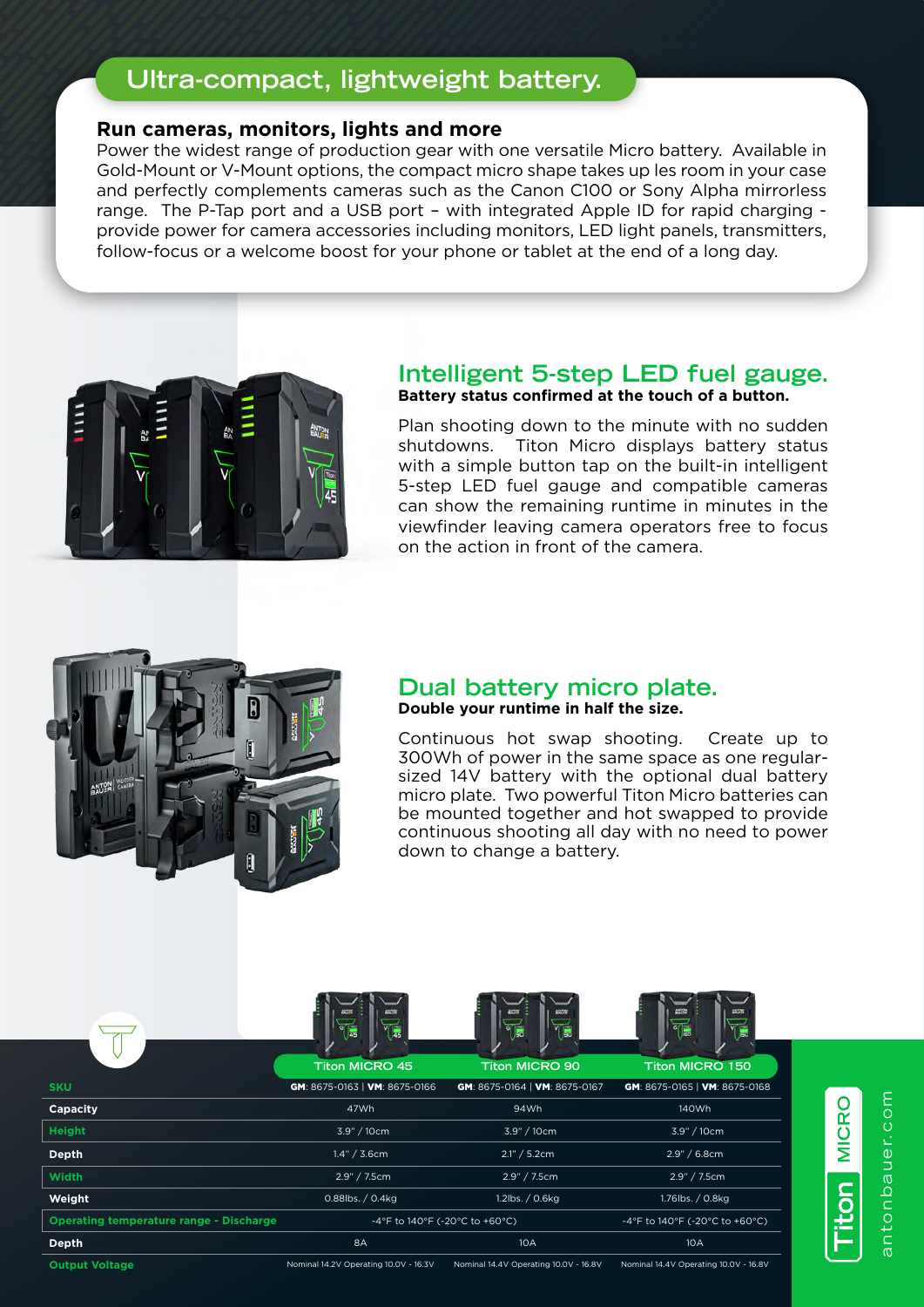## Ultra-compact, lightweight battery.

### Run cameras, monitors, lights and more

Power the widest range of production gear with one versatile Micro battery. Available in Gold-Mount or V-Mount options, the compact micro shape takes up les room in your case and perfectly complements cameras such as the Canon C100 or Sony Alpha mirrorless range. The P-Tap port and a USB port – with integrated Apple ID for rapid charging - provide power for camera accessories including monitors, LED light panels, transmitters, follow-focus or a welcome boost for your phone or tablet at the end of a long day.

## Intelligent 5-step LED fuel gauge.

**Battery status confirmed at the touch of a button.**

Plan shooting down to the minute with no sudden shutdowns. Titon Micro displays battery status with a simple button tap on the built-in intelligent 5-step LED fuel gauge and compatible cameras can show the remaining runtime in minutes in the viewfinder leaving camera operators free to focus on the action in front of the camera.

## Dual battery micro plate.

**Double your runtime in half the size.**

Continuous hot swap shooting. Create up to 300Wh of power in the same space as one regular-sized 14V battery with the optional dual battery micro plate. Two powerful Titon Micro batteries can be mounted together and hot swapped to provide continuous shooting all day with no need to power down to change a battery.

| | Titon MICRO 45 | Titon MICRO 90 | Titon MICRO 150 |
|---|---|---|---|
| SKU | **GM**: 8675-0163 \| **VM**: 8675-0166 | **GM**: 8675-0164 \| **VM**: 8675-0167 | **GM**: 8675-0165 \| **VM**: 8675-0168 |
| Capacity | 47Wh | 94Wh | 140Wh |
| Height | 3.9" / 10cm | 3.9" / 10cm | 3.9" / 10cm |
| Depth | 1.4" / 3.6cm | 2.1" / 5.2cm | 2.9" / 6.8cm |
| Width | 2.9" / 7.5cm | 2.9" / 7.5cm | 2.9" / 7.5cm |
| Weight | 0.88lbs. / 0.4kg | 1.2lbs. / 0.6kg | 1.76lbs. / 0.8kg |
| Operating temperature range - Discharge | -4°F to 140°F (-20°C to +60°C) | | -4°F to 140°F (-20°C to +60°C) |
| Depth | 8A | 10A | 10A |
| Output Voltage | Nominal 14.2V Operating 10.0V - 16.3V | Nominal 14.4V Operating 10.0V - 16.8V | Nominal 14.4V Operating 10.0V - 16.8V |

Titon MICRO

antonbauer.com